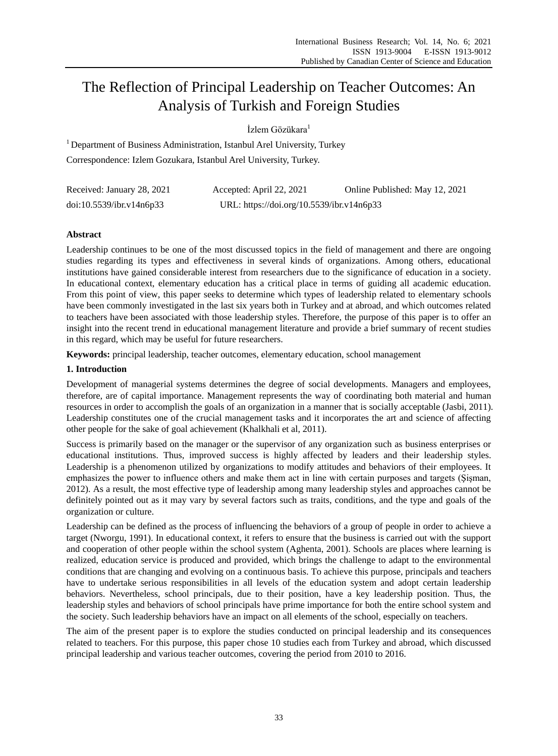# The Reflection of Principal Leadership on Teacher Outcomes: An Analysis of Turkish and Foreign Studies

İzlem Gözükara[1]

[1] Department of Business Administration, Istanbul Arel University, Turkey

Correspondence: Izlem Gozukara, Istanbul Arel University, Turkey.

Received: January 28, 2021 Accepted: April 22, 2021 Online Published: May 12, 2021

doi:10.5539/ibr.v14n6p33 URL: https://doi.org/10.5539/ibr.v14n6p33

## Abstract

Leadership continues to be one of the most discussed topics in the field of management and there are ongoing studies regarding its types and effectiveness in several kinds of organizations. Among others, educational institutions have gained considerable interest from researchers due to the significance of education in a society. In educational context, elementary education has a critical place in terms of guiding all academic education. From this point of view, this paper seeks to determine which types of leadership related to elementary schools have been commonly investigated in the last six years both in Turkey and at abroad, and which outcomes related to teachers have been associated with those leadership styles. Therefore, the purpose of this paper is to offer an insight into the recent trend in educational management literature and provide a brief summary of recent studies in this regard, which may be useful for future researchers.

**Keywords:** principal leadership, teacher outcomes, elementary education, school management

## 1. Introduction

Development of managerial systems determines the degree of social developments. Managers and employees, therefore, are of capital importance. Management represents the way of coordinating both material and human resources in order to accomplish the goals of an organization in a manner that is socially acceptable (Jasbi, 2011). Leadership constitutes one of the crucial management tasks and it incorporates the art and science of affecting other people for the sake of goal achievement (Khalkhali et al, 2011).

Success is primarily based on the manager or the supervisor of any organization such as business enterprises or educational institutions. Thus, improved success is highly affected by leaders and their leadership styles. Leadership is a phenomenon utilized by organizations to modify attitudes and behaviors of their employees. It emphasizes the power to influence others and make them act in line with certain purposes and targets (Şişman, 2012). As a result, the most effective type of leadership among many leadership styles and approaches cannot be definitely pointed out as it may vary by several factors such as traits, conditions, and the type and goals of the organization or culture.

Leadership can be defined as the process of influencing the behaviors of a group of people in order to achieve a target (Nworgu, 1991). In educational context, it refers to ensure that the business is carried out with the support and cooperation of other people within the school system (Aghenta, 2001). Schools are places where learning is realized, education service is produced and provided, which brings the challenge to adapt to the environmental conditions that are changing and evolving on a continuous basis. To achieve this purpose, principals and teachers have to undertake serious responsibilities in all levels of the education system and adopt certain leadership behaviors. Nevertheless, school principals, due to their position, have a key leadership position. Thus, the leadership styles and behaviors of school principals have prime importance for both the entire school system and the society. Such leadership behaviors have an impact on all elements of the school, especially on teachers.

The aim of the present paper is to explore the studies conducted on principal leadership and its consequences related to teachers. For this purpose, this paper chose 10 studies each from Turkey and abroad, which discussed principal leadership and various teacher outcomes, covering the period from 2010 to 2016.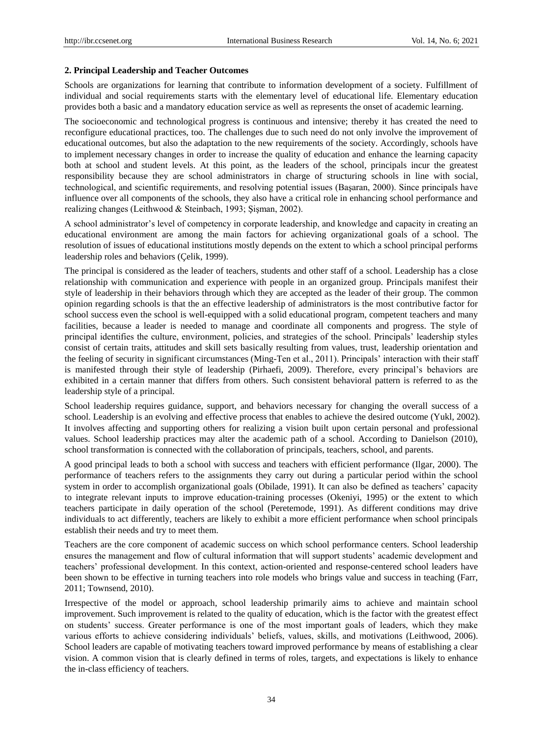## 2. Principal Leadership and Teacher Outcomes

Schools are organizations for learning that contribute to information development of a society. Fulfillment of individual and social requirements starts with the elementary level of educational life. Elementary education provides both a basic and a mandatory education service as well as represents the onset of academic learning.

The socioeconomic and technological progress is continuous and intensive; thereby it has created the need to reconfigure educational practices, too. The challenges due to such need do not only involve the improvement of educational outcomes, but also the adaptation to the new requirements of the society. Accordingly, schools have to implement necessary changes in order to increase the quality of education and enhance the learning capacity both at school and student levels. At this point, as the leaders of the school, principals incur the greatest responsibility because they are school administrators in charge of structuring schools in line with social, technological, and scientific requirements, and resolving potential issues (Başaran, 2000). Since principals have influence over all components of the schools, they also have a critical role in enhancing school performance and realizing changes (Leithwood & Steinbach, 1993; Şişman, 2002).

A school administrator's level of competency in corporate leadership, and knowledge and capacity in creating an educational environment are among the main factors for achieving organizational goals of a school. The resolution of issues of educational institutions mostly depends on the extent to which a school principal performs leadership roles and behaviors (Çelik, 1999).

The principal is considered as the leader of teachers, students and other staff of a school. Leadership has a close relationship with communication and experience with people in an organized group. Principals manifest their style of leadership in their behaviors through which they are accepted as the leader of their group. The common opinion regarding schools is that the an effective leadership of administrators is the most contributive factor for school success even the school is well-equipped with a solid educational program, competent teachers and many facilities, because a leader is needed to manage and coordinate all components and progress. The style of principal identifies the culture, environment, policies, and strategies of the school. Principals' leadership styles consist of certain traits, attitudes and skill sets basically resulting from values, trust, leadership orientation and the feeling of security in significant circumstances (Ming-Ten et al., 2011). Principals' interaction with their staff is manifested through their style of leadership (Pirhaefi, 2009). Therefore, every principal's behaviors are exhibited in a certain manner that differs from others. Such consistent behavioral pattern is referred to as the leadership style of a principal.

School leadership requires guidance, support, and behaviors necessary for changing the overall success of a school. Leadership is an evolving and effective process that enables to achieve the desired outcome (Yukl, 2002). It involves affecting and supporting others for realizing a vision built upon certain personal and professional values. School leadership practices may alter the academic path of a school. According to Danielson (2010), school transformation is connected with the collaboration of principals, teachers, school, and parents.

A good principal leads to both a school with success and teachers with efficient performance (Ilgar, 2000). The performance of teachers refers to the assignments they carry out during a particular period within the school system in order to accomplish organizational goals (Obilade, 1991). It can also be defined as teachers' capacity to integrate relevant inputs to improve education-training processes (Okeniyi, 1995) or the extent to which teachers participate in daily operation of the school (Peretemode, 1991). As different conditions may drive individuals to act differently, teachers are likely to exhibit a more efficient performance when school principals establish their needs and try to meet them.

Teachers are the core component of academic success on which school performance centers. School leadership ensures the management and flow of cultural information that will support students' academic development and teachers' professional development. In this context, action-oriented and response-centered school leaders have been shown to be effective in turning teachers into role models who brings value and success in teaching (Farr, 2011; Townsend, 2010).

Irrespective of the model or approach, school leadership primarily aims to achieve and maintain school improvement. Such improvement is related to the quality of education, which is the factor with the greatest effect on students' success. Greater performance is one of the most important goals of leaders, which they make various efforts to achieve considering individuals' beliefs, values, skills, and motivations (Leithwood, 2006). School leaders are capable of motivating teachers toward improved performance by means of establishing a clear vision. A common vision that is clearly defined in terms of roles, targets, and expectations is likely to enhance the in-class efficiency of teachers.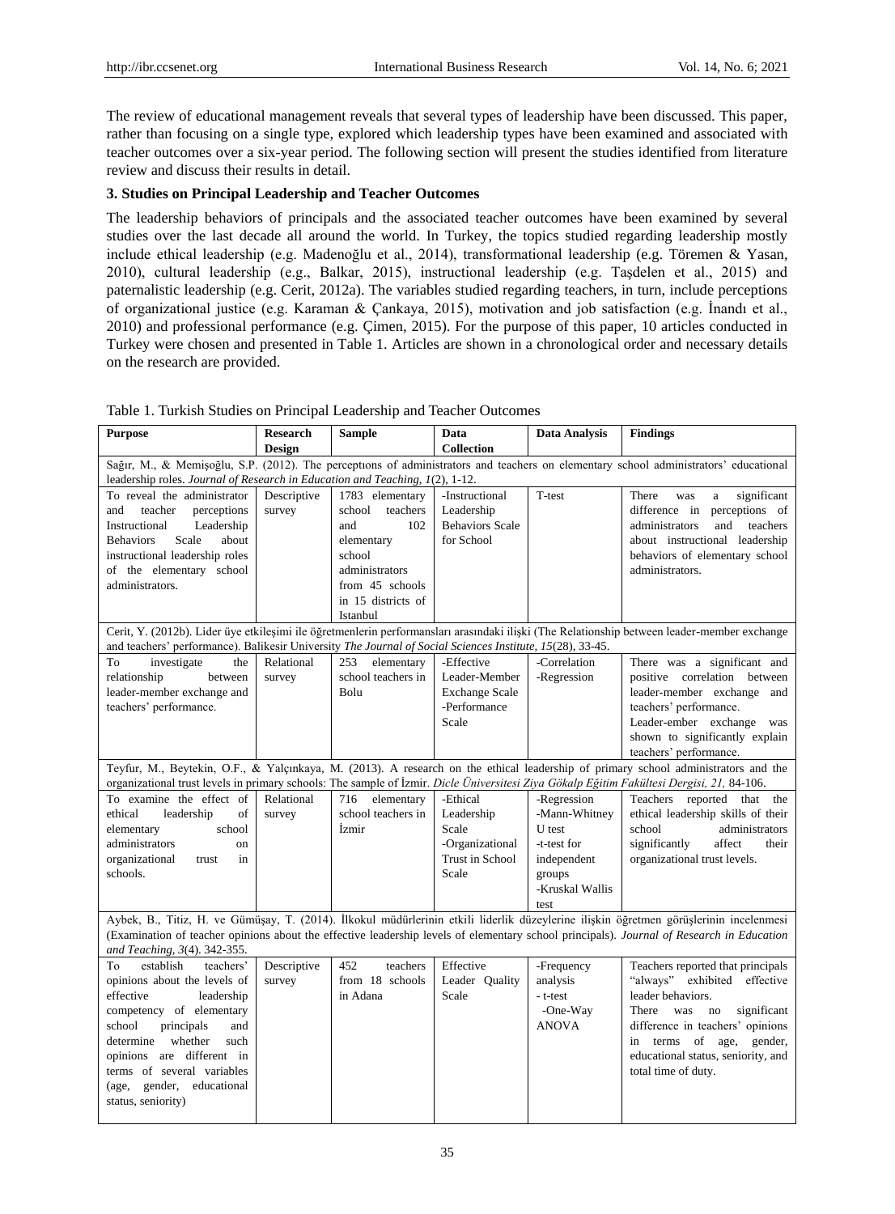The review of educational management reveals that several types of leadership have been discussed. This paper, rather than focusing on a single type, explored which leadership types have been examined and associated with teacher outcomes over a six-year period. The following section will present the studies identified from literature review and discuss their results in detail.

### 3. Studies on Principal Leadership and Teacher Outcomes

The leadership behaviors of principals and the associated teacher outcomes have been examined by several studies over the last decade all around the world. In Turkey, the topics studied regarding leadership mostly include ethical leadership (e.g. Madenoğlu et al., 2014), transformational leadership (e.g. Töremen & Yasan, 2010), cultural leadership (e.g., Balkar, 2015), instructional leadership (e.g. Taşdelen et al., 2015) and paternalistic leadership (e.g. Cerit, 2012a). The variables studied regarding teachers, in turn, include perceptions of organizational justice (e.g. Karaman & Çankaya, 2015), motivation and job satisfaction (e.g. İnandı et al., 2010) and professional performance (e.g. Çimen, 2015). For the purpose of this paper, 10 articles conducted in Turkey were chosen and presented in Table 1. Articles are shown in a chronological order and necessary details on the research are provided.

Table 1. Turkish Studies on Principal Leadership and Teacher Outcomes

| Purpose | Research Design | Sample | Data Collection | Data Analysis | Findings |
|---|---|---|---|---|---|
| Sağır, M., & Memişoğlu, S.P. (2012). The perceptıons of administrators and teachers on elementary school administrators' educational leadership roles. *Journal of Research in Education and Teaching, 1*(2), 1-12. | | | | | |
| To reveal the administrator and teacher perceptions Instructional Leadership Behaviors Scale about instructional leadership roles of the elementary school administrators. | Descriptive survey | 1783 elementary school teachers and 102 elementary school administrators from 45 schools in 15 districts of Istanbul | -Instructional Leadership Behaviors Scale for School | T-test | There was a significant difference in perceptions of administrators and teachers about instructional leadership behaviors of elementary school administrators. |
| Cerit, Y. (2012b). Lider üye etkileşimi ile öğretmenlerin performansları arasındaki ilişki (The Relationship between leader-member exchange and teachers' performance). Balikesir University *The Journal of Social Sciences Institute, 15*(28), 33-45. | | | | | |
| To investigate the relationship between leader-member exchange and teachers' performance. | Relational survey | 253 elementary school teachers in Bolu | -Effective Leader-Member Exchange Scale -Performance Scale | -Correlation -Regression | There was a significant and positive correlation between leader-member exchange and teachers' performance. Leader-ember exchange was shown to significantly explain teachers' performance. |
| Teyfur, M., Beytekin, O.F., & Yalçınkaya, M. (2013). A research on the ethical leadership of primary school administrators and the organizational trust levels in primary schools: The sample of İzmir. *Dicle Üniversitesi Ziya Gökalp Eğitim Fakültesi Dergisi, 21,* 84-106. | | | | | |
| To examine the effect of ethical leadership of elementary school administrators on organizational trust in schools. | Relational survey | 716 elementary school teachers in İzmir | -Ethical Leadership Scale -Organizational Trust in School Scale | -Regression -Mann-Whitney U test -t-test for independent groups -Kruskal Wallis test | Teachers reported that the ethical leadership skills of their school administrators significantly affect their organizational trust levels. |
| Aybek, B., Titiz, H. ve Gümüşay, T. (2014). İlkokul müdürlerinin etkili liderlik düzeylerine ilişkin öğretmen görüşlerinin incelenmesi (Examination of teacher opinions about the effective leadership levels of elementary school principals). *Journal of Research in Education and Teaching, 3*(4). 342-355. | | | | | |
| To establish teachers' opinions about the levels of effective leadership competency of elementary school principals and determine whether such opinions are different in terms of several variables (age, gender, educational status, seniority) | Descriptive survey | 452 teachers from 18 schools in Adana | Effective Leader Quality Scale | -Frequency analysis - t-test -One-Way ANOVA | Teachers reported that principals "always" exhibited effective leader behaviors. There was no significant difference in teachers' opinions in terms of age, gender, educational status, seniority, and total time of duty. |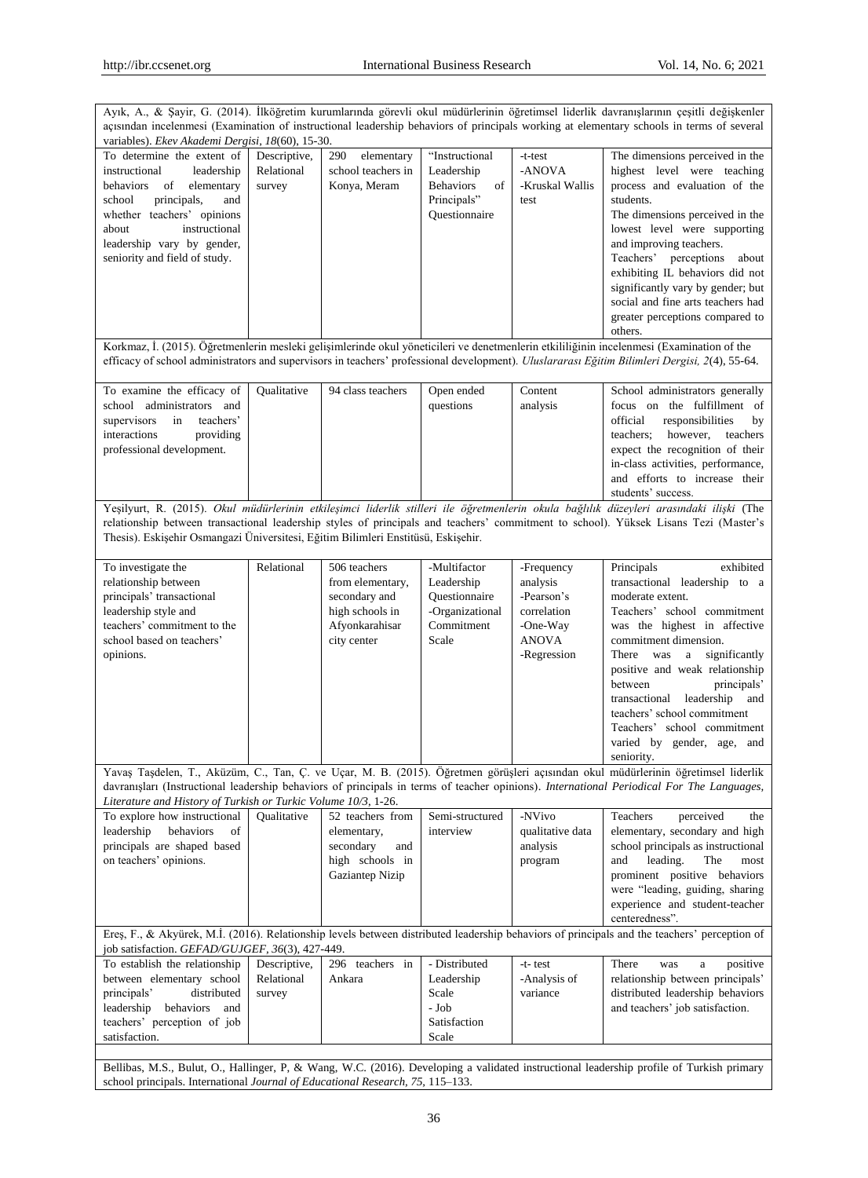| | | | | | |
|---|---|---|---|---|---|
| Ayık, A., & Şayir, G. (2014). İlköğretim kurumlarında görevli okul müdürlerinin öğretimsel liderlik davranışlarının çeşitli değişkenler açısından incelenmesi (Examination of instructional leadership behaviors of principals working at elementary schools in terms of several variables). *Ekev Akademi Dergisi*, *18*(60), 15-30. | | | | | |
| To determine the extent of instructional leadership behaviors of elementary school principals, and whether teachers' opinions about instructional leadership vary by gender, seniority and field of study. | Descriptive, Relational survey | 290 elementary school teachers in Konya, Meram | "Instructional Leadership Behaviors of Principals" Questionnaire | -t-test -ANOVA -Kruskal Wallis test | The dimensions perceived in the highest level were teaching process and evaluation of the students. The dimensions perceived in the lowest level were supporting and improving teachers. Teachers' perceptions about exhibiting IL behaviors did not significantly vary by gender; but social and fine arts teachers had greater perceptions compared to others. |
| Korkmaz, İ. (2015). Öğretmenlerin mesleki gelişimlerinde okul yöneticileri ve denetmenlerin etkililiğinin incelenmesi (Examination of the efficacy of school administrators and supervisors in teachers' professional development). *Uluslararası Eğitim Bilimleri Dergisi, 2*(4), 55-64. | | | | | |
| To examine the efficacy of school administrators and supervisors in teachers' interactions providing professional development. | Qualitative | 94 class teachers | Open ended questions | Content analysis | School administrators generally focus on the fulfillment of official responsibilities by teachers; however, teachers expect the recognition of their in-class activities, performance, and efforts to increase their students' success. |
| Yeşilyurt, R. (2015). *Okul müdürlerinin etkileşimci liderlik stilleri ile öğretmenlerin okula bağlılık düzeyleri arasındaki ilişki* (The relationship between transactional leadership styles of principals and teachers' commitment to school). Yüksek Lisans Tezi (Master's Thesis). Eskişehir Osmangazi Üniversitesi, Eğitim Bilimleri Enstitüsü, Eskişehir. | | | | | |
| To investigate the relationship between principals' transactional leadership style and teachers' commitment to the school based on teachers' opinions. | Relational | 506 teachers from elementary, secondary and high schools in Afyonkarahisar city center | -Multifactor Leadership Questionnaire -Organizational Commitment Scale | -Frequency analysis -Pearson's correlation -One-Way ANOVA -Regression | Principals exhibited transactional leadership to a moderate extent. Teachers' school commitment was the highest in affective commitment dimension. There was a significantly positive and weak relationship between principals' transactional leadership and teachers' school commitment Teachers' school commitment varied by gender, age, and seniority. |
| Yavaş Taşdelen, T., Aküzüm, C., Tan, Ç. ve Uçar, M. B. (2015). Öğretmen görüşleri açısından okul müdürlerinin öğretimsel liderlik davranışları (Instructional leadership behaviors of principals in terms of teacher opinions). *International Periodical For The Languages, Literature and History of Turkish or Turkic Volume 10/3*, 1-26. | | | | | |
| To explore how instructional leadership behaviors of principals are shaped based on teachers' opinions. | Qualitative | 52 teachers from elementary, secondary and high schools in Gaziantep Nizip | Semi-structured interview | -NVivo qualitative data analysis program | Teachers perceived the elementary, secondary and high school principals as instructional and leading. The most prominent positive behaviors were "leading, guiding, sharing experience and student-teacher centeredness". |
| Ereş, F., & Akyürek, M.İ. (2016). Relationship levels between distributed leadership behaviors of principals and the teachers' perception of job satisfaction. *GEFAD/GUJGEF, 36*(3), 427-449. | | | | | |
| To establish the relationship between elementary school principals' distributed leadership behaviors and teachers' perception of job satisfaction. | Descriptive, Relational survey | 296 teachers in Ankara | - Distributed Leadership Scale - Job Satisfaction Scale | -t- test -Analysis of variance | There was a positive relationship between principals' distributed leadership behaviors and teachers' job satisfaction. |
| | | | | | |
| Bellibas, M.S., Bulut, O., Hallinger, P, & Wang, W.C. (2016). Developing a validated instructional leadership profile of Turkish primary school principals. International *Journal of Educational Research, 75*, 115–133. | | | | | |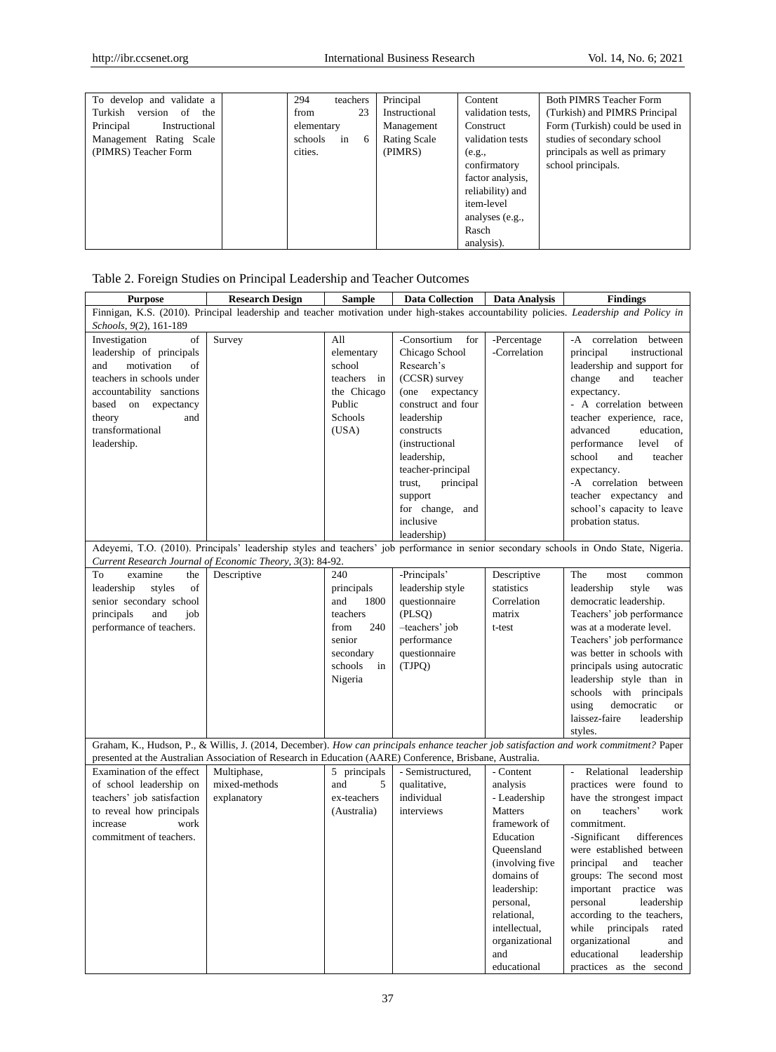| | | | | | |
|---|---|---|---|---|---|
| To develop and validate a Turkish version of the Principal Instructional Management Rating Scale (PIMRS) Teacher Form | | 294 teachers from 23 elementary schools in 6 cities. | Principal Instructional Management Rating Scale (PIMRS) | Content validation tests, Construct validation tests (e.g., confirmatory factor analysis, reliability) and item-level analyses (e.g., Rasch analysis). | Both PIMRS Teacher Form (Turkish) and PIMRS Principal Form (Turkish) could be used in studies of secondary school principals as well as primary school principals. |

Table 2. Foreign Studies on Principal Leadership and Teacher Outcomes

| Purpose | Research Design | Sample | Data Collection | Data Analysis | Findings |
|---|---|---|---|---|---|
| Finnigan, K.S. (2010). Principal leadership and teacher motivation under high-stakes accountability policies. *Leadership and Policy in Schools, 9*(2), 161-189 | | | | | |
| Investigation of leadership of principals and motivation of teachers in schools under accountability sanctions based on expectancy theory and transformational leadership. | Survey | All elementary school teachers in the Chicago Public Schools (USA) | -Consortium for Chicago School Research's (CCSR) survey (one expectancy construct and four leadership constructs (instructional leadership, teacher-principal trust, principal support for change, and inclusive leadership) | -Percentage -Correlation | -A correlation between principal instructional leadership and support for change and teacher expectancy. - A correlation between teacher experience, race, advanced education, performance level of school and teacher expectancy. -A correlation between teacher expectancy and school's capacity to leave probation status. |
| Adeyemi, T.O. (2010). Principals' leadership styles and teachers' job performance in senior secondary schools in Ondo State, Nigeria. *Current Research Journal of Economic Theory, 3*(3): 84-92. | | | | | |
| To examine the leadership styles of senior secondary school principals and job performance of teachers. | Descriptive | 240 principals and 1800 teachers from 240 senior secondary schools in Nigeria | -Principals' leadership style questionnaire (PLSQ) –teachers' job performance questionnaire (TJPQ) | Descriptive statistics Correlation matrix t-test | The most common leadership style was democratic leadership. Teachers' job performance was at a moderate level. Teachers' job performance was better in schools with principals using autocratic leadership style than in schools with principals using democratic or laissez-faire leadership styles. |
| Graham, K., Hudson, P., & Willis, J. (2014, December). *How can principals enhance teacher job satisfaction and work commitment?* Paper presented at the Australian Association of Research in Education (AARE) Conference, Brisbane, Australia. | | | | | |
| Examination of the effect of school leadership on teachers' job satisfaction to reveal how principals increase work commitment of teachers. | Multiphase, mixed-methods explanatory | 5 principals and 5 ex-teachers (Australia) | - Semistructured, qualitative, individual interviews | - Content analysis - Leadership Matters framework of Education Queensland (involving five domains of leadership: personal, relational, intellectual, organizational and educational | - Relational leadership practices were found to have the strongest impact on teachers' work commitment. -Significant differences were established between principal and teacher groups: The second most important practice was personal leadership according to the teachers, while principals rated organizational and educational leadership practices as the second |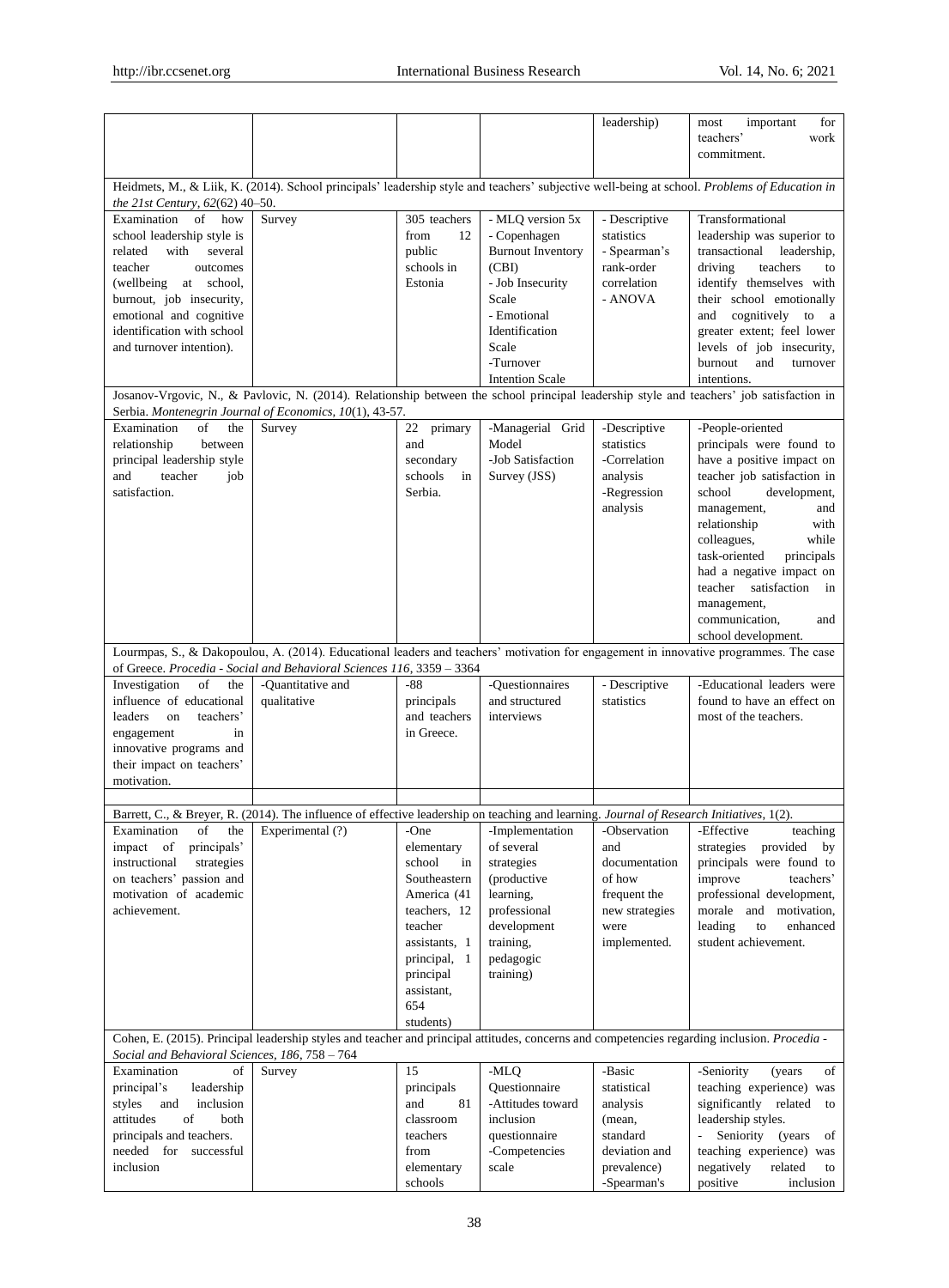| | | | | leadership) | most important for teachers' work commitment. |
|---|---|---|---|---|---|
| Heidmets, M., & Liik, K. (2014). School principals' leadership style and teachers' subjective well-being at school. *Problems of Education in the 21st Century, 62*(62) 40–50. | | | | | |
| Examination of how school leadership style is related with several teacher outcomes (wellbeing at school, burnout, job insecurity, emotional and cognitive identification with school and turnover intention). | Survey | 305 teachers from 12 public schools in Estonia | - MLQ version 5x - Copenhagen Burnout Inventory (CBI) - Job Insecurity Scale - Emotional Identification Scale -Turnover Intention Scale | - Descriptive statistics - Spearman's rank-order correlation - ANOVA | Transformational leadership was superior to transactional leadership, driving teachers to identify themselves with their school emotionally and cognitively to a greater extent; feel lower levels of job insecurity, burnout and turnover intentions. |
| Josanov-Vrgovic, N., & Pavlovic, N. (2014). Relationship between the school principal leadership style and teachers' job satisfaction in Serbia. *Montenegrin Journal of Economics, 10*(1), 43-57. | | | | | |
| Examination of the relationship between principal leadership style and teacher job satisfaction. | Survey | 22 primary and secondary schools in Serbia. | -Managerial Grid Model -Job Satisfaction Survey (JSS) | -Descriptive statistics -Correlation analysis -Regression analysis | -People-oriented principals were found to have a positive impact on teacher job satisfaction in school development, management, and relationship with colleagues, while task-oriented principals had a negative impact on teacher satisfaction in management, communication, and school development. |
| Lourmpas, S., & Dakopoulou, A. (2014). Educational leaders and teachers' motivation for engagement in innovative programmes. The case of Greece. *Procedia - Social and Behavioral Sciences 116*, 3359 – 3364 | | | | | |
| Investigation of the influence of educational leaders on teachers' engagement in innovative programs and their impact on teachers' motivation. | -Quantitative and qualitative | -88 principals and teachers in Greece. | -Questionnaires and structured interviews | - Descriptive statistics | -Educational leaders were found to have an effect on most of the teachers. |
| | | | | | |
| Barrett, C., & Breyer, R. (2014). The influence of effective leadership on teaching and learning. *Journal of Research Initiatives*, 1(2). | | | | | |
| Examination of the impact of principals' instructional strategies on teachers' passion and motivation of academic achievement. | Experimental (?) | -One elementary school in Southeastern America (41 teachers, 12 teacher assistants, 1 principal, 1 principal assistant, 654 students) | -Implementation of several strategies (productive learning, professional development training, pedagogic training) | -Observation and documentation of how frequent the new strategies were implemented. | -Effective teaching strategies provided by principals were found to improve teachers' professional development, morale and motivation, leading to enhanced student achievement. |
| Cohen, E. (2015). Principal leadership styles and teacher and principal attitudes, concerns and competencies regarding inclusion. *Procedia - Social and Behavioral Sciences, 186*, 758 – 764 | | | | | |
| Examination of principal's leadership styles and inclusion attitudes of both principals and teachers. needed for successful inclusion | Survey | 15 principals and 81 classroom teachers from elementary schools | -MLQ Questionnaire -Attitudes toward inclusion questionnaire -Competencies scale | -Basic statistical analysis (mean, standard deviation and prevalence) -Spearman's | -Seniority (years of teaching experience) was significantly related to leadership styles. - Seniority (years of teaching experience) was negatively related to positive inclusion |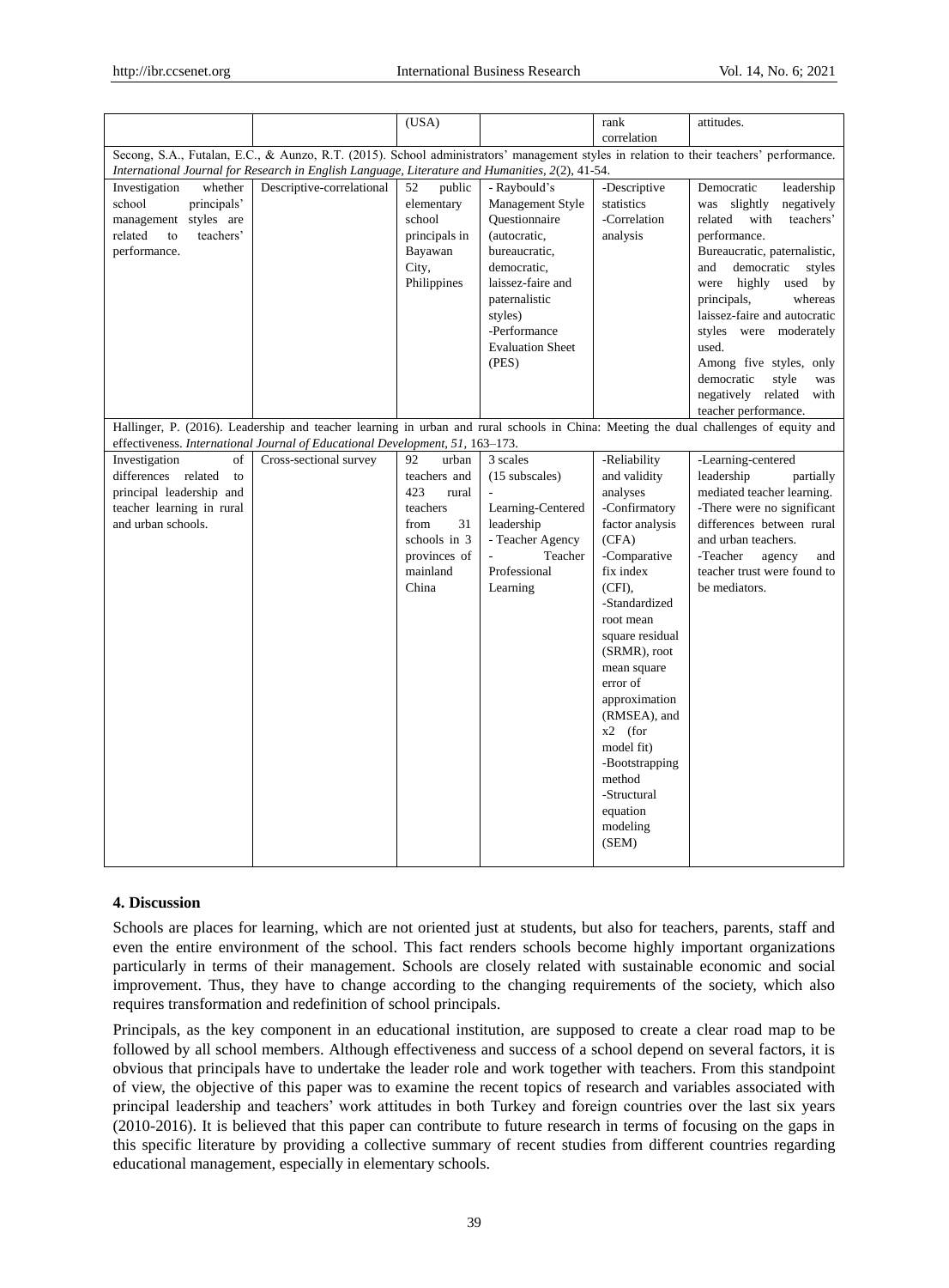| | | (USA) | | rank correlation | attitudes. |
|---|---|---|---|---|---|
| Secong, S.A., Futalan, E.C., & Aunzo, R.T. (2015). School administrators' management styles in relation to their teachers' performance. *International Journal for Research in English Language, Literature and Humanities, 2*(2), 41-54. | | | | | |
| Investigation whether school principals' management styles are related to teachers' performance. | Descriptive-correlational | 52 public elementary school principals in Bayawan City, Philippines | - Raybould's Management Style Questionnaire (autocratic, bureaucratic, democratic, laissez-faire and paternalistic styles)<br>-Performance Evaluation Sheet (PES) | -Descriptive statistics<br>-Correlation analysis | Democratic leadership was slightly negatively related with teachers' performance.<br>Bureaucratic, paternalistic, and democratic styles were highly used by principals, whereas laissez-faire and autocratic styles were moderately used.<br>Among five styles, only democratic style was negatively related with teacher performance. |
| Hallinger, P. (2016). Leadership and teacher learning in urban and rural schools in China: Meeting the dual challenges of equity and effectiveness. *International Journal of Educational Development, 51*, 163–173. | | | | | |
| Investigation of differences related to principal leadership and teacher learning in rural and urban schools. | Cross-sectional survey | 92 urban teachers and 423 rural teachers from 31 schools in 3 provinces of mainland China | 3 scales (15 subscales)<br>- Learning-Centered leadership<br>- Teacher Agency<br>- Teacher Professional Learning | -Reliability and validity analyses<br>-Confirmatory factor analysis (CFA)<br>-Comparative fix index (CFI),<br>-Standardized root mean square residual (SRMR), root mean square error of approximation (RMSEA), and x2 (for model fit)<br>-Bootstrapping method<br>-Structural equation modeling (SEM) | -Learning-centered leadership partially mediated teacher learning.<br>-There were no significant differences between rural and urban teachers.<br>-Teacher agency and teacher trust were found to be mediators. |

### 4. Discussion

Schools are places for learning, which are not oriented just at students, but also for teachers, parents, staff and even the entire environment of the school. This fact renders schools become highly important organizations particularly in terms of their management. Schools are closely related with sustainable economic and social improvement. Thus, they have to change according to the changing requirements of the society, which also requires transformation and redefinition of school principals.

Principals, as the key component in an educational institution, are supposed to create a clear road map to be followed by all school members. Although effectiveness and success of a school depend on several factors, it is obvious that principals have to undertake the leader role and work together with teachers. From this standpoint of view, the objective of this paper was to examine the recent topics of research and variables associated with principal leadership and teachers' work attitudes in both Turkey and foreign countries over the last six years (2010-2016). It is believed that this paper can contribute to future research in terms of focusing on the gaps in this specific literature by providing a collective summary of recent studies from different countries regarding educational management, especially in elementary schools.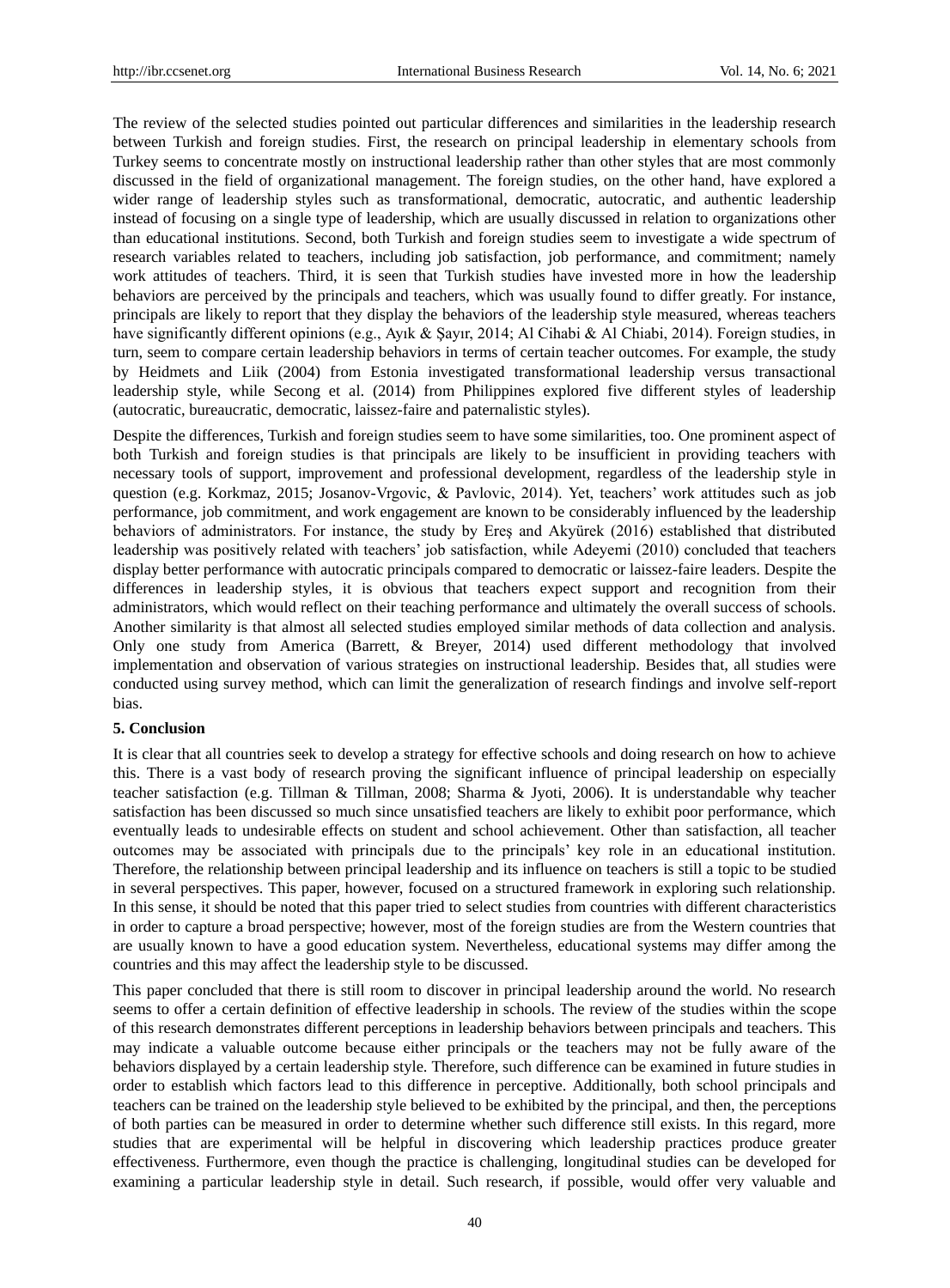The review of the selected studies pointed out particular differences and similarities in the leadership research between Turkish and foreign studies. First, the research on principal leadership in elementary schools from Turkey seems to concentrate mostly on instructional leadership rather than other styles that are most commonly discussed in the field of organizational management. The foreign studies, on the other hand, have explored a wider range of leadership styles such as transformational, democratic, autocratic, and authentic leadership instead of focusing on a single type of leadership, which are usually discussed in relation to organizations other than educational institutions. Second, both Turkish and foreign studies seem to investigate a wide spectrum of research variables related to teachers, including job satisfaction, job performance, and commitment; namely work attitudes of teachers. Third, it is seen that Turkish studies have invested more in how the leadership behaviors are perceived by the principals and teachers, which was usually found to differ greatly. For instance, principals are likely to report that they display the behaviors of the leadership style measured, whereas teachers have significantly different opinions (e.g., Ayık & Şayır, 2014; Al Cihabi & Al Chiabi, 2014). Foreign studies, in turn, seem to compare certain leadership behaviors in terms of certain teacher outcomes. For example, the study by Heidmets and Liik (2004) from Estonia investigated transformational leadership versus transactional leadership style, while Secong et al. (2014) from Philippines explored five different styles of leadership (autocratic, bureaucratic, democratic, laissez-faire and paternalistic styles).

Despite the differences, Turkish and foreign studies seem to have some similarities, too. One prominent aspect of both Turkish and foreign studies is that principals are likely to be insufficient in providing teachers with necessary tools of support, improvement and professional development, regardless of the leadership style in question (e.g. Korkmaz, 2015; Josanov-Vrgovic, & Pavlovic, 2014). Yet, teachers' work attitudes such as job performance, job commitment, and work engagement are known to be considerably influenced by the leadership behaviors of administrators. For instance, the study by Ereş and Akyürek (2016) established that distributed leadership was positively related with teachers' job satisfaction, while Adeyemi (2010) concluded that teachers display better performance with autocratic principals compared to democratic or laissez-faire leaders. Despite the differences in leadership styles, it is obvious that teachers expect support and recognition from their administrators, which would reflect on their teaching performance and ultimately the overall success of schools. Another similarity is that almost all selected studies employed similar methods of data collection and analysis. Only one study from America (Barrett, & Breyer, 2014) used different methodology that involved implementation and observation of various strategies on instructional leadership. Besides that, all studies were conducted using survey method, which can limit the generalization of research findings and involve self-report bias.

## 5. Conclusion

It is clear that all countries seek to develop a strategy for effective schools and doing research on how to achieve this. There is a vast body of research proving the significant influence of principal leadership on especially teacher satisfaction (e.g. Tillman & Tillman, 2008; Sharma & Jyoti, 2006). It is understandable why teacher satisfaction has been discussed so much since unsatisfied teachers are likely to exhibit poor performance, which eventually leads to undesirable effects on student and school achievement. Other than satisfaction, all teacher outcomes may be associated with principals due to the principals' key role in an educational institution. Therefore, the relationship between principal leadership and its influence on teachers is still a topic to be studied in several perspectives. This paper, however, focused on a structured framework in exploring such relationship. In this sense, it should be noted that this paper tried to select studies from countries with different characteristics in order to capture a broad perspective; however, most of the foreign studies are from the Western countries that are usually known to have a good education system. Nevertheless, educational systems may differ among the countries and this may affect the leadership style to be discussed.

This paper concluded that there is still room to discover in principal leadership around the world. No research seems to offer a certain definition of effective leadership in schools. The review of the studies within the scope of this research demonstrates different perceptions in leadership behaviors between principals and teachers. This may indicate a valuable outcome because either principals or the teachers may not be fully aware of the behaviors displayed by a certain leadership style. Therefore, such difference can be examined in future studies in order to establish which factors lead to this difference in perceptive. Additionally, both school principals and teachers can be trained on the leadership style believed to be exhibited by the principal, and then, the perceptions of both parties can be measured in order to determine whether such difference still exists. In this regard, more studies that are experimental will be helpful in discovering which leadership practices produce greater effectiveness. Furthermore, even though the practice is challenging, longitudinal studies can be developed for examining a particular leadership style in detail. Such research, if possible, would offer very valuable and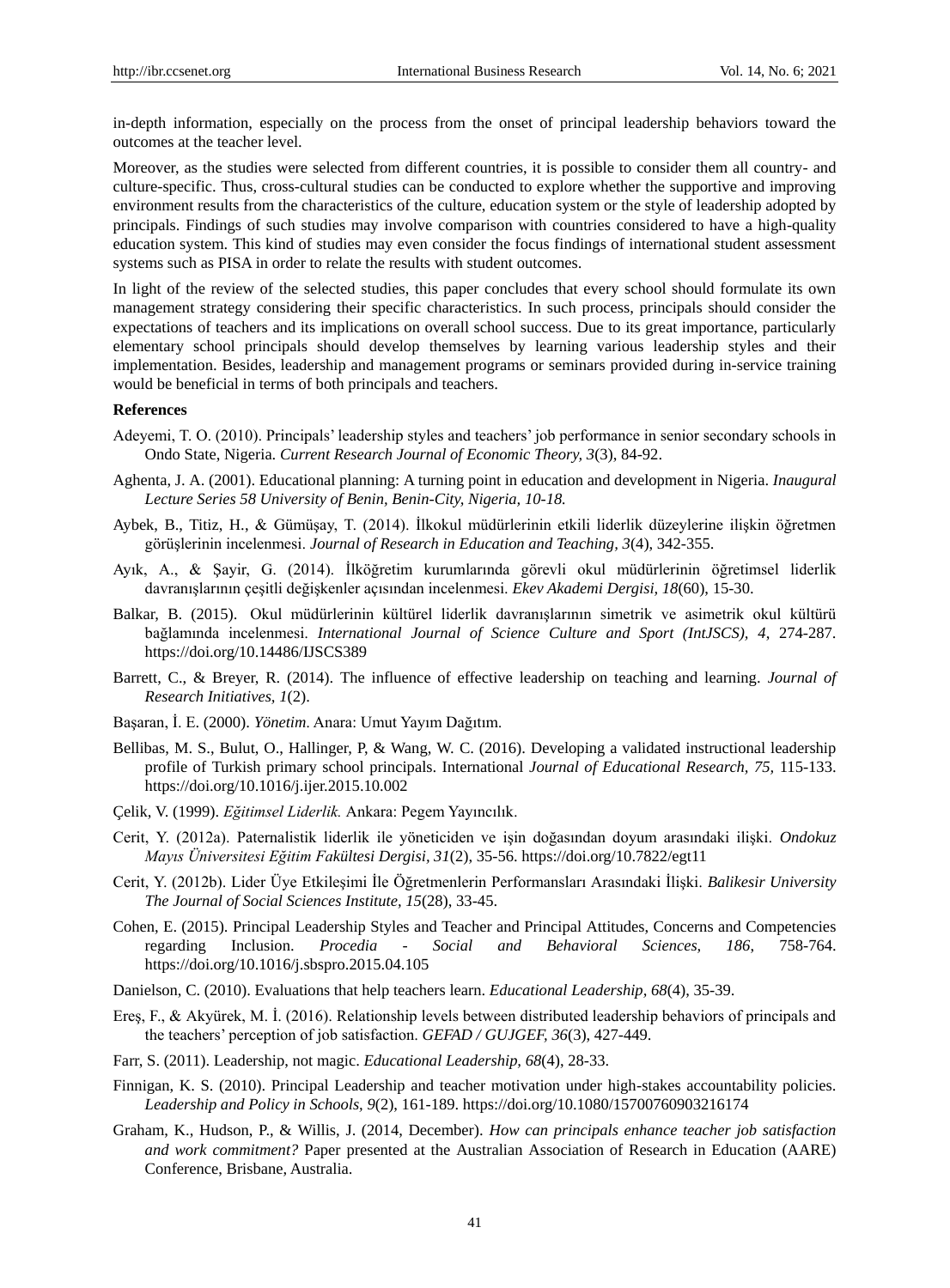in-depth information, especially on the process from the onset of principal leadership behaviors toward the outcomes at the teacher level.

Moreover, as the studies were selected from different countries, it is possible to consider them all country- and culture-specific. Thus, cross-cultural studies can be conducted to explore whether the supportive and improving environment results from the characteristics of the culture, education system or the style of leadership adopted by principals. Findings of such studies may involve comparison with countries considered to have a high-quality education system. This kind of studies may even consider the focus findings of international student assessment systems such as PISA in order to relate the results with student outcomes.

In light of the review of the selected studies, this paper concludes that every school should formulate its own management strategy considering their specific characteristics. In such process, principals should consider the expectations of teachers and its implications on overall school success. Due to its great importance, particularly elementary school principals should develop themselves by learning various leadership styles and their implementation. Besides, leadership and management programs or seminars provided during in-service training would be beneficial in terms of both principals and teachers.

**References**

Adeyemi, T. O. (2010). Principals' leadership styles and teachers' job performance in senior secondary schools in Ondo State, Nigeria. *Current Research Journal of Economic Theory, 3*(3), 84-92.

Aghenta, J. A. (2001). Educational planning: A turning point in education and development in Nigeria. *Inaugural Lecture Series 58 University of Benin, Benin-City, Nigeria, 10-18.*

Aybek, B., Titiz, H., & Gümüşay, T. (2014). İlkokul müdürlerinin etkili liderlik düzeylerine ilişkin öğretmen görüşlerinin incelenmesi. *Journal of Research in Education and Teaching, 3*(4), 342-355.

Ayık, A., & Şayir, G. (2014). İlköğretim kurumlarında görevli okul müdürlerinin öğretimsel liderlik davranışlarının çeşitli değişkenler açısından incelenmesi. *Ekev Akademi Dergisi, 18*(60), 15-30.

Balkar, B. (2015). Okul müdürlerinin kültürel liderlik davranışlarının simetrik ve asimetrik okul kültürü bağlamında incelenmesi. *International Journal of Science Culture and Sport (IntJSCS), 4*, 274-287. https://doi.org/10.14486/IJSCS389

Barrett, C., & Breyer, R. (2014). The influence of effective leadership on teaching and learning. *Journal of Research Initiatives, 1*(2).

Başaran, İ. E. (2000). *Yönetim*. Anara: Umut Yayım Dağıtım.

Bellibas, M. S., Bulut, O., Hallinger, P, & Wang, W. C. (2016). Developing a validated instructional leadership profile of Turkish primary school principals. International *Journal of Educational Research, 75,* 115-133. https://doi.org/10.1016/j.ijer.2015.10.002

Çelik, V. (1999). *Eğitimsel Liderlik.* Ankara: Pegem Yayıncılık.

Cerit, Y. (2012a). Paternalistik liderlik ile yöneticiden ve işin doğasından doyum arasındaki ilişki. *Ondokuz Mayıs Üniversitesi Eğitim Fakültesi Dergisi, 31*(2), 35-56. https://doi.org/10.7822/egt11

Cerit, Y. (2012b). Lider Üye Etkileşimi İle Öğretmenlerin Performansları Arasındaki İlişki. *Balikesir University The Journal of Social Sciences Institute, 15*(28), 33-45.

Cohen, E. (2015). Principal Leadership Styles and Teacher and Principal Attitudes, Concerns and Competencies regarding Inclusion. *Procedia - Social and Behavioral Sciences, 186*, 758-764. https://doi.org/10.1016/j.sbspro.2015.04.105

Danielson, C. (2010). Evaluations that help teachers learn. *Educational Leadership, 68*(4), 35-39.

Ereş, F., & Akyürek, M. İ. (2016). Relationship levels between distributed leadership behaviors of principals and the teachers' perception of job satisfaction. *GEFAD / GUJGEF, 36*(3), 427-449.

Farr, S. (2011). Leadership, not magic. *Educational Leadership, 68*(4), 28-33.

Finnigan, K. S. (2010). Principal Leadership and teacher motivation under high-stakes accountability policies. *Leadership and Policy in Schools, 9*(2), 161-189. https://doi.org/10.1080/15700760903216174

Graham, K., Hudson, P., & Willis, J. (2014, December). *How can principals enhance teacher job satisfaction and work commitment?* Paper presented at the Australian Association of Research in Education (AARE) Conference, Brisbane, Australia.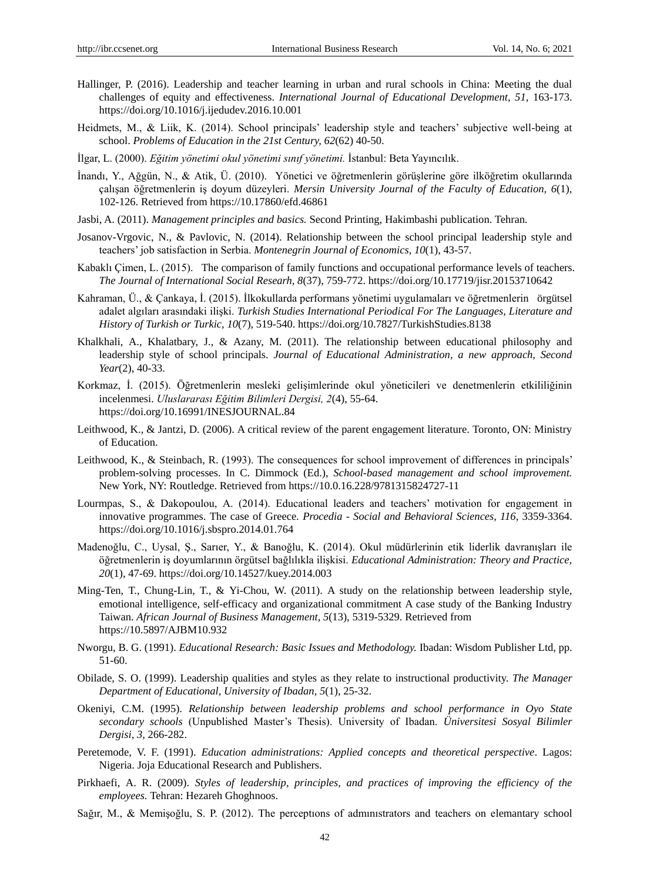Hallinger, P. (2016). Leadership and teacher learning in urban and rural schools in China: Meeting the dual challenges of equity and effectiveness. *International Journal of Educational Development, 51*, 163-173. https://doi.org/10.1016/j.ijedudev.2016.10.001

Heidmets, M., & Liik, K. (2014). School principals' leadership style and teachers' subjective well-being at school. *Problems of Education in the 21st Century, 62*(62) 40-50.

İlgar, L. (2000). *Eğitim yönetimi okul yönetimi sınıf yönetimi.* İstanbul: Beta Yayıncılık.

İnandı, Y., Ağgün, N., & Atik, Ü. (2010). Yönetici ve öğretmenlerin görüşlerine göre ilköğretim okullarında çalışan öğretmenlerin iş doyum düzeyleri. *Mersin University Journal of the Faculty of Education, 6*(1), 102-126. Retrieved from https://10.17860/efd.46861

Jasbi, A. (2011). *Management principles and basics.* Second Printing, Hakimbashi publication. Tehran.

Josanov-Vrgovic, N., & Pavlovic, N. (2014). Relationship between the school principal leadership style and teachers' job satisfaction in Serbia. *Montenegrin Journal of Economics, 10*(1), 43-57.

Kabaklı Çimen, L. (2015). The comparison of family functions and occupational performance levels of teachers. *The Journal of International Social Researh, 8*(37), 759-772. https://doi.org/10.17719/jisr.20153710642

Kahraman, Ü., & Çankaya, İ. (2015). İlkokullarda performans yönetimi uygulamaları ve öğretmenlerin örgütsel adalet algıları arasındaki ilişki. *Turkish Studies International Periodical For The Languages, Literature and History of Turkish or Turkic, 10*(7), 519-540. https://doi.org/10.7827/TurkishStudies.8138

Khalkhali, A., Khalatbary, J., & Azany, M. (2011). The relationship between educational philosophy and leadership style of school principals. *Journal of Educational Administration, a new approach, Second Year*(2), 40-33.

Korkmaz, İ. (2015). Öğretmenlerin mesleki gelişimlerinde okul yöneticileri ve denetmenlerin etkililiğinin incelenmesi. *Uluslararası Eğitim Bilimleri Dergisi, 2*(4), 55-64. https://doi.org/10.16991/INESJOURNAL.84

Leithwood, K., & Jantzi, D. (2006). A critical review of the parent engagement literature. Toronto, ON: Ministry of Education.

Leithwood, K., & Steinbach, R. (1993). The consequences for school improvement of differences in principals' problem-solving processes. In C. Dimmock (Ed.), *School-based management and school improvement.* New York, NY: Routledge. Retrieved from https://10.0.16.228/9781315824727-11

Lourmpas, S., & Dakopoulou, A. (2014). Educational leaders and teachers' motivation for engagement in innovative programmes. The case of Greece. *Procedia - Social and Behavioral Sciences, 116*, 3359-3364. https://doi.org/10.1016/j.sbspro.2014.01.764

Madenoğlu, C., Uysal, Ş., Sarıer, Y., & Banoğlu, K. (2014). Okul müdürlerinin etik liderlik davranışları ile öğretmenlerin iş doyumlarının örgütsel bağlılıkla ilişkisi. *Educational Administration: Theory and Practice, 20*(1), 47-69. https://doi.org/10.14527/kuey.2014.003

Ming-Ten, T., Chung-Lin, T., & Yi-Chou, W. (2011). A study on the relationship between leadership style, emotional intelligence, self-efficacy and organizational commitment A case study of the Banking Industry Taiwan. *African Journal of Business Management, 5*(13), 5319-5329. Retrieved from https://10.5897/AJBM10.932

Nworgu, B. G. (1991). *Educational Research: Basic Issues and Methodology.* Ibadan: Wisdom Publisher Ltd, pp. 51-60.

Obilade, S. O. (1999). Leadership qualities and styles as they relate to instructional productivity. *The Manager Department of Educational, University of Ibadan, 5*(1), 25-32.

Okeniyi, C.M. (1995). *Relationship between leadership problems and school performance in Oyo State secondary schools* (Unpublished Master's Thesis). University of Ibadan. *Üniversitesi Sosyal Bilimler Dergisi, 3*, 266-282.

Peretemode, V. F. (1991). *Education administrations: Applied concepts and theoretical perspective*. Lagos: Nigeria. Joja Educational Research and Publishers.

Pirkhaefi, A. R. (2009). *Styles of leadership, principles, and practices of improving the efficiency of the employees.* Tehran: Hezareh Ghoghnoos.

Sağır, M., & Memişoğlu, S. P. (2012). The perceptıons of admınıstrators and teachers on elemantary school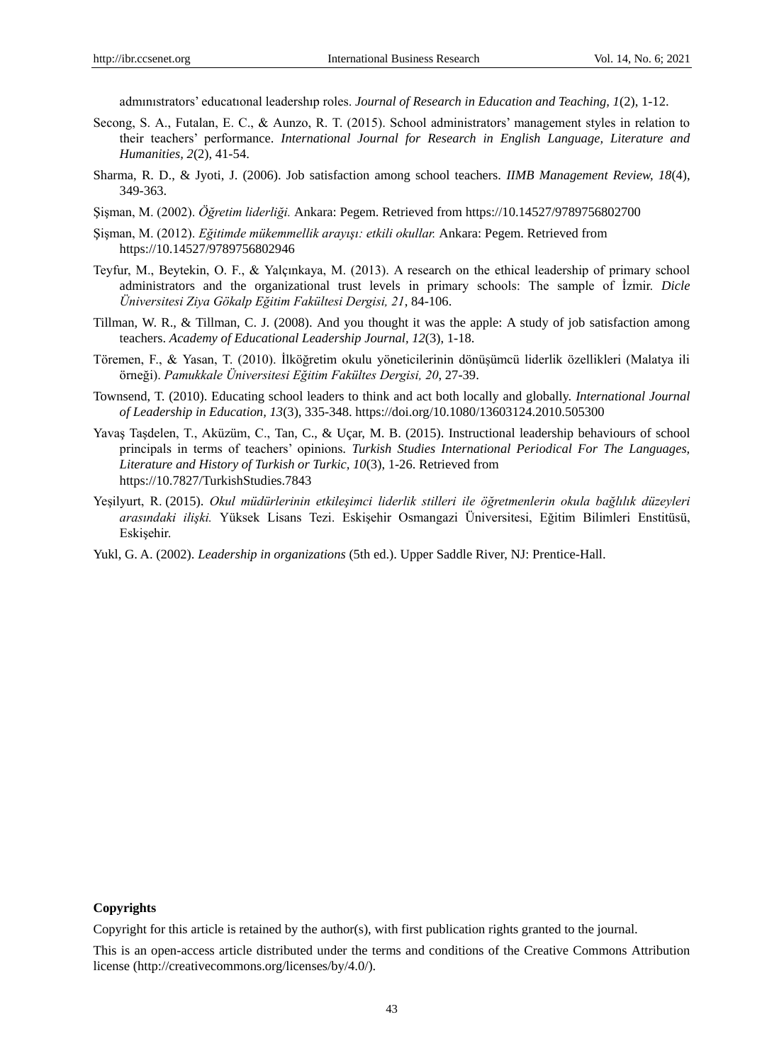admınıstrators' educatıonal leadershıp roles. *Journal of Research in Education and Teaching, 1*(2), 1-12.

Secong, S. A., Futalan, E. C., & Aunzo, R. T. (2015). School administrators' management styles in relation to their teachers' performance. *International Journal for Research in English Language, Literature and Humanities, 2*(2), 41-54.

Sharma, R. D., & Jyoti, J. (2006). Job satisfaction among school teachers. *IIMB Management Review, 18*(4), 349-363.

Şişman, M. (2002). *Öğretim liderliği.* Ankara: Pegem. Retrieved from https://10.14527/9789756802700

Şişman, M. (2012). *Eğitimde mükemmellik arayışı: etkili okullar.* Ankara: Pegem. Retrieved from https://10.14527/9789756802946

Teyfur, M., Beytekin, O. F., & Yalçınkaya, M. (2013). A research on the ethical leadership of primary school administrators and the organizational trust levels in primary schools: The sample of İzmir. *Dicle Üniversitesi Ziya Gökalp Eğitim Fakültesi Dergisi, 21*, 84-106.

Tillman, W. R., & Tillman, C. J. (2008). And you thought it was the apple: A study of job satisfaction among teachers. *Academy of Educational Leadership Journal, 12*(3), 1-18.

Töremen, F., & Yasan, T. (2010). İlköğretim okulu yöneticilerinin dönüşümcü liderlik özellikleri (Malatya ili örneği). *Pamukkale Üniversitesi Eğitim Fakültes Dergisi, 20*, 27-39.

Townsend, T. (2010). Educating school leaders to think and act both locally and globally. *International Journal of Leadership in Education, 13*(3), 335-348. https://doi.org/10.1080/13603124.2010.505300

Yavaş Taşdelen, T., Aküzüm, C., Tan, C., & Uçar, M. B. (2015). Instructional leadership behaviours of school principals in terms of teachers' opinions. *Turkish Studies International Periodical For The Languages, Literature and History of Turkish or Turkic, 10*(3), 1-26. Retrieved from https://10.7827/TurkishStudies.7843

Yeşilyurt, R. (2015). *Okul müdürlerinin etkileşimci liderlik stilleri ile öğretmenlerin okula bağlılık düzeyleri arasındaki ilişki.* Yüksek Lisans Tezi. Eskişehir Osmangazi Üniversitesi, Eğitim Bilimleri Enstitüsü, Eskişehir.

Yukl, G. A. (2002). *Leadership in organizations* (5th ed.). Upper Saddle River, NJ: Prentice-Hall.

**Copyrights**

Copyright for this article is retained by the author(s), with first publication rights granted to the journal.

This is an open-access article distributed under the terms and conditions of the Creative Commons Attribution license (http://creativecommons.org/licenses/by/4.0/).